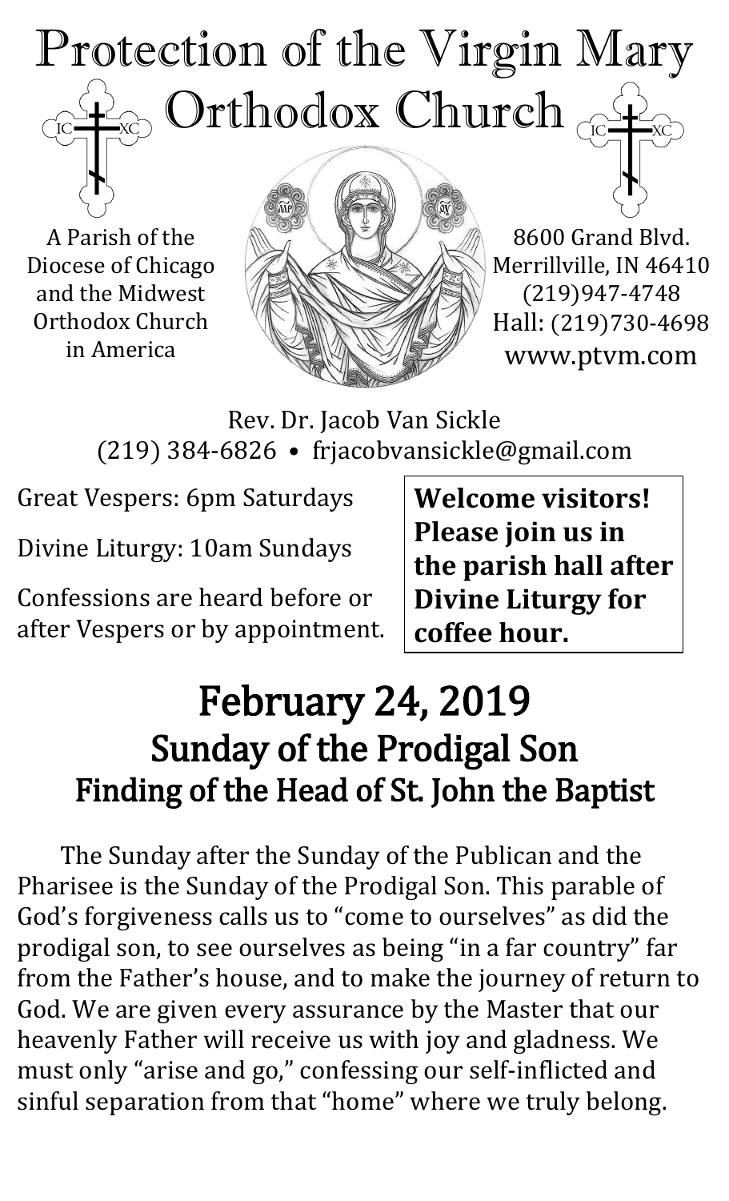# Protection of the Virgin Mary Orthodox Church

A Parish of the Diocese of Chicago and the Midwest Orthodox Church in America

8600 Grand Blvd.
Merrillville, IN 46410
(219)947-4748
Hall: (219)730-4698
www.ptvm.com

Rev. Dr. Jacob Van Sickle
(219) 384-6826 • frjacobvansickle@gmail.com

Great Vespers: 6pm Saturdays

Divine Liturgy: 10am Sundays

Confessions are heard before or after Vespers or by appointment.

**Welcome visitors! Please join us in the parish hall after Divine Liturgy for coffee hour.**

# February 24, 2019
## Sunday of the Prodigal Son
## Finding of the Head of St. John the Baptist

The Sunday after the Sunday of the Publican and the Pharisee is the Sunday of the Prodigal Son. This parable of God's forgiveness calls us to "come to ourselves" as did the prodigal son, to see ourselves as being "in a far country" far from the Father's house, and to make the journey of return to God. We are given every assurance by the Master that our heavenly Father will receive us with joy and gladness. We must only "arise and go," confessing our self-inflicted and sinful separation from that "home" where we truly belong.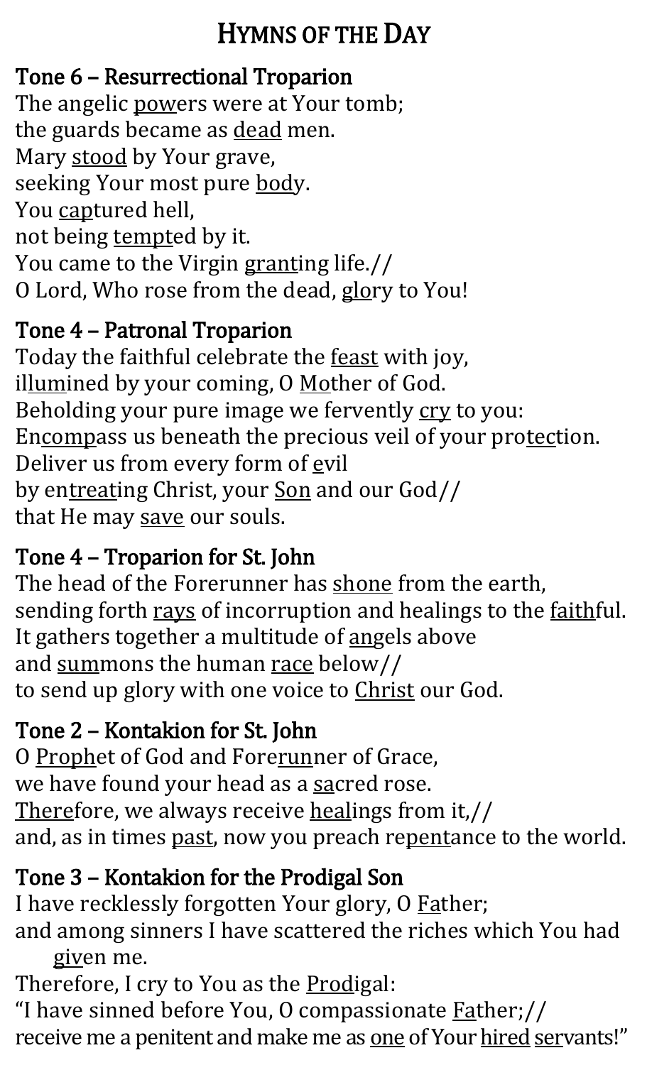# Hymns of the Day

## Tone 6 – Resurrectional Troparion

The angelic powers were at Your tomb;
the guards became as dead men.
Mary stood by Your grave,
seeking Your most pure body.
You captured hell,
not being tempted by it.
You came to the Virgin granting life.//
O Lord, Who rose from the dead, glory to You!

## Tone 4 – Patronal Troparion

Today the faithful celebrate the feast with joy,
illumined by your coming, O Mother of God.
Beholding your pure image we fervently cry to you:
Encompass us beneath the precious veil of your protection.
Deliver us from every form of evil
by entreating Christ, your Son and our God//
that He may save our souls.

## Tone 4 – Troparion for St. John

The head of the Forerunner has shone from the earth,
sending forth rays of incorruption and healings to the faithful.
It gathers together a multitude of angels above
and summons the human race below//
to send up glory with one voice to Christ our God.

## Tone 2 – Kontakion for St. John

O Prophet of God and Forerunner of Grace,
we have found your head as a sacred rose.
Therefore, we always receive healings from it,//
and, as in times past, now you preach repentance to the world.

## Tone 3 – Kontakion for the Prodigal Son

I have recklessly forgotten Your glory, O Father;
and among sinners I have scattered the riches which You had given me.
Therefore, I cry to You as the Prodigal:
"I have sinned before You, O compassionate Father;//
receive me a penitent and make me as one of Your hired servants!"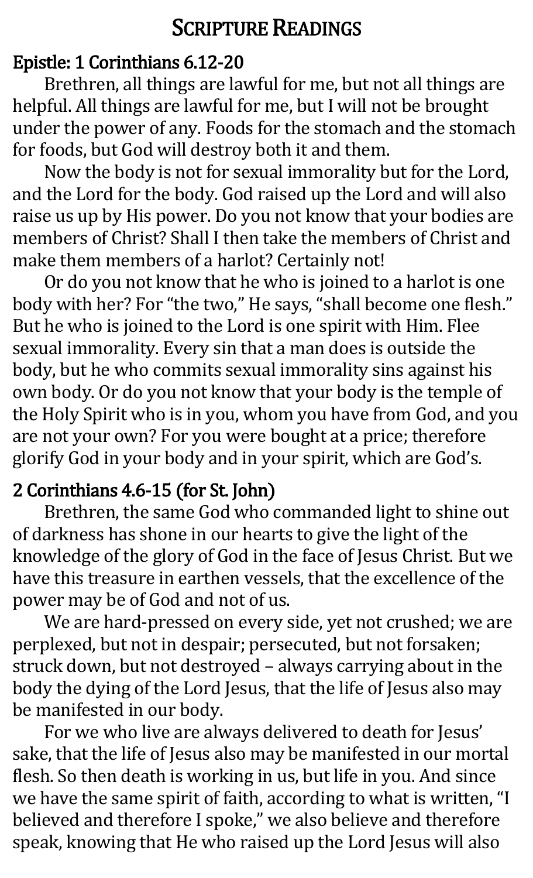# Scripture Readings

## Epistle: 1 Corinthians 6.12-20

Brethren, all things are lawful for me, but not all things are helpful. All things are lawful for me, but I will not be brought under the power of any. Foods for the stomach and the stomach for foods, but God will destroy both it and them.

Now the body is not for sexual immorality but for the Lord, and the Lord for the body. God raised up the Lord and will also raise us up by His power. Do you not know that your bodies are members of Christ? Shall I then take the members of Christ and make them members of a harlot? Certainly not!

Or do you not know that he who is joined to a harlot is one body with her? For "the two," He says, "shall become one flesh." But he who is joined to the Lord is one spirit with Him. Flee sexual immorality. Every sin that a man does is outside the body, but he who commits sexual immorality sins against his own body. Or do you not know that your body is the temple of the Holy Spirit who is in you, whom you have from God, and you are not your own? For you were bought at a price; therefore glorify God in your body and in your spirit, which are God's.

## 2 Corinthians 4.6-15 (for St. John)

Brethren, the same God who commanded light to shine out of darkness has shone in our hearts to give the light of the knowledge of the glory of God in the face of Jesus Christ. But we have this treasure in earthen vessels, that the excellence of the power may be of God and not of us.

We are hard-pressed on every side, yet not crushed; we are perplexed, but not in despair; persecuted, but not forsaken; struck down, but not destroyed – always carrying about in the body the dying of the Lord Jesus, that the life of Jesus also may be manifested in our body.

For we who live are always delivered to death for Jesus' sake, that the life of Jesus also may be manifested in our mortal flesh. So then death is working in us, but life in you. And since we have the same spirit of faith, according to what is written, "I believed and therefore I spoke," we also believe and therefore speak, knowing that He who raised up the Lord Jesus will also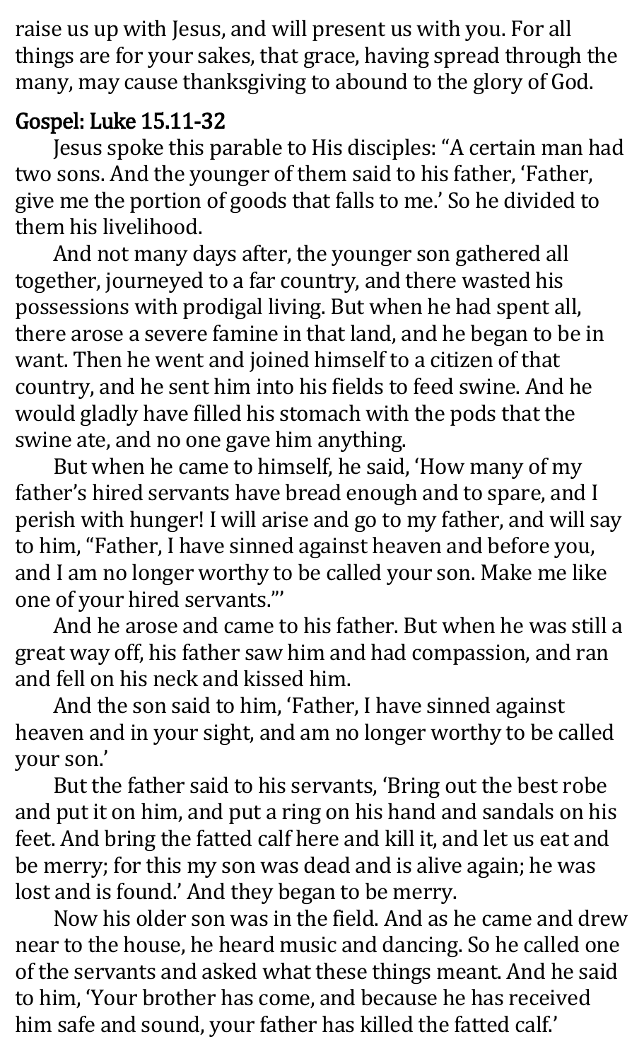raise us up with Jesus, and will present us with you. For all things are for your sakes, that grace, having spread through the many, may cause thanksgiving to abound to the glory of God.

## Gospel: Luke 15.11-32

Jesus spoke this parable to His disciples: "A certain man had two sons. And the younger of them said to his father, 'Father, give me the portion of goods that falls to me.' So he divided to them his livelihood.

And not many days after, the younger son gathered all together, journeyed to a far country, and there wasted his possessions with prodigal living. But when he had spent all, there arose a severe famine in that land, and he began to be in want. Then he went and joined himself to a citizen of that country, and he sent him into his fields to feed swine. And he would gladly have filled his stomach with the pods that the swine ate, and no one gave him anything.

But when he came to himself, he said, 'How many of my father's hired servants have bread enough and to spare, and I perish with hunger! I will arise and go to my father, and will say to him, "Father, I have sinned against heaven and before you, and I am no longer worthy to be called your son. Make me like one of your hired servants."'

And he arose and came to his father. But when he was still a great way off, his father saw him and had compassion, and ran and fell on his neck and kissed him.

And the son said to him, 'Father, I have sinned against heaven and in your sight, and am no longer worthy to be called your son.'

But the father said to his servants, 'Bring out the best robe and put it on him, and put a ring on his hand and sandals on his feet. And bring the fatted calf here and kill it, and let us eat and be merry; for this my son was dead and is alive again; he was lost and is found.' And they began to be merry.

Now his older son was in the field. And as he came and drew near to the house, he heard music and dancing. So he called one of the servants and asked what these things meant. And he said to him, 'Your brother has come, and because he has received him safe and sound, your father has killed the fatted calf.'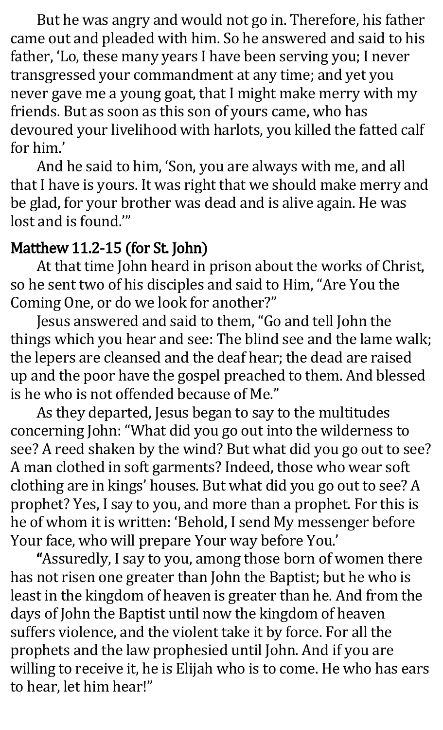But he was angry and would not go in. Therefore, his father came out and pleaded with him. So he answered and said to his father, 'Lo, these many years I have been serving you; I never transgressed your commandment at any time; and yet you never gave me a young goat, that I might make merry with my friends. But as soon as this son of yours came, who has devoured your livelihood with harlots, you killed the fatted calf for him.'

And he said to him, 'Son, you are always with me, and all that I have is yours. It was right that we should make merry and be glad, for your brother was dead and is alive again. He was lost and is found.'"

## Matthew 11.2-15 (for St. John)

At that time John heard in prison about the works of Christ, so he sent two of his disciples and said to Him, "Are You the Coming One, or do we look for another?"

Jesus answered and said to them, "Go and tell John the things which you hear and see: The blind see and the lame walk; the lepers are cleansed and the deaf hear; the dead are raised up and the poor have the gospel preached to them. And blessed is he who is not offended because of Me."

As they departed, Jesus began to say to the multitudes concerning John: "What did you go out into the wilderness to see? A reed shaken by the wind? But what did you go out to see? A man clothed in soft garments? Indeed, those who wear soft clothing are in kings' houses. But what did you go out to see? A prophet? Yes, I say to you, and more than a prophet. For this is he of whom it is written: 'Behold, I send My messenger before Your face, who will prepare Your way before You.'

"Assuredly, I say to you, among those born of women there has not risen one greater than John the Baptist; but he who is least in the kingdom of heaven is greater than he. And from the days of John the Baptist until now the kingdom of heaven suffers violence, and the violent take it by force. For all the prophets and the law prophesied until John. And if you are willing to receive it, he is Elijah who is to come. He who has ears to hear, let him hear!"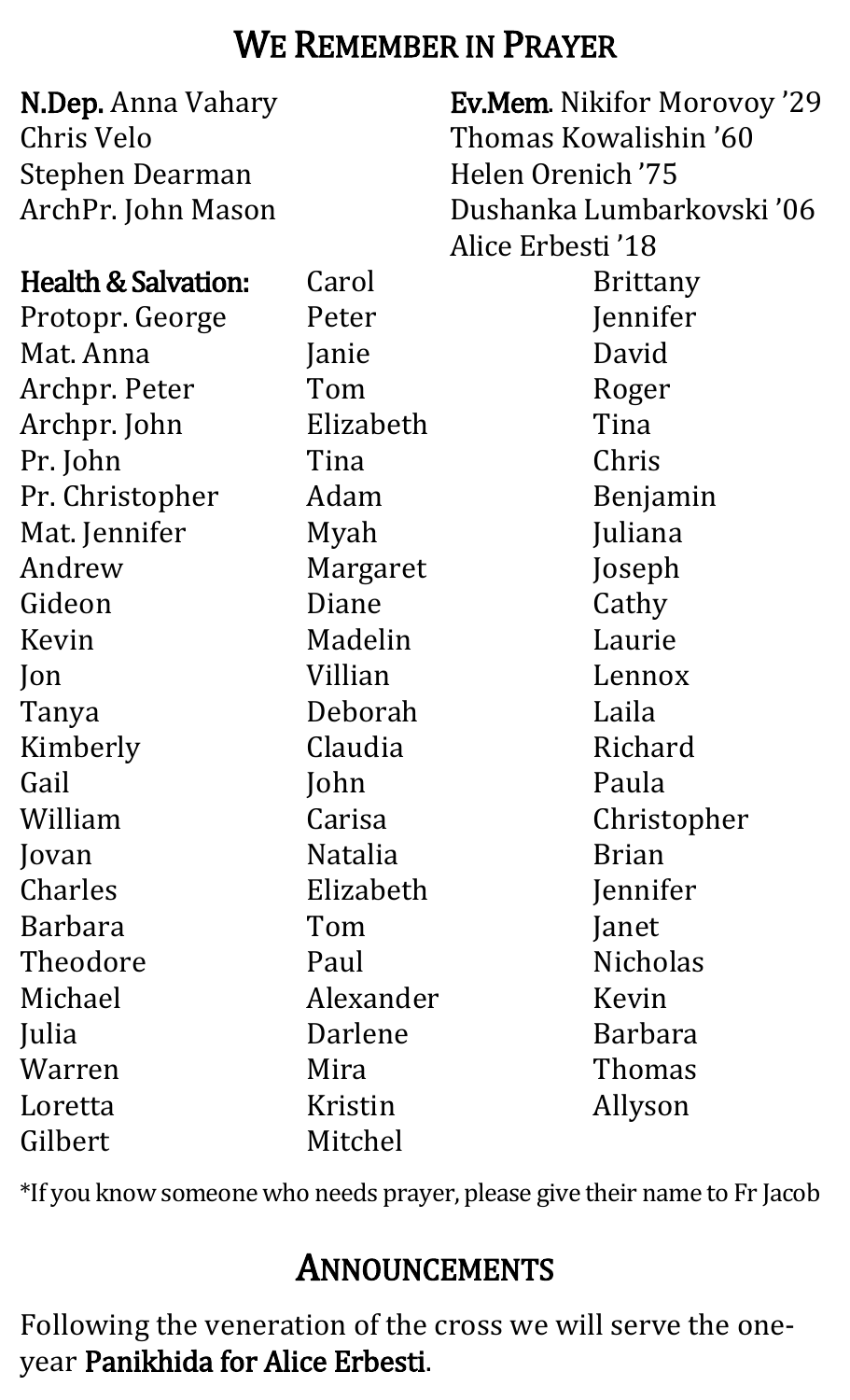# We Remember in Prayer

**N.Dep.** Anna Vahary
Chris Velo
Stephen Dearman
ArchPr. John Mason

**Ev.Mem.** Nikifor Morovoy ’29
Thomas Kowalishin ’60
Helen Orenich ’75
Dushanka Lumbarkovski ’06
Alice Erbesti ’18

**Health & Salvation:**
Protopr. George
Mat. Anna
Archpr. Peter
Archpr. John
Pr. John
Pr. Christopher
Mat. Jennifer
Andrew
Gideon
Kevin
Jon
Tanya
Kimberly
Gail
William
Jovan
Charles
Barbara
Theodore
Michael
Julia
Warren
Loretta
Gilbert
Carol
Peter
Janie
Tom
Elizabeth
Tina
Adam
Myah
Margaret
Diane
Madelin
Villian
Deborah
Claudia
John
Carisa
Natalia
Elizabeth
Tom
Paul
Alexander
Darlene
Mira
Kristin
Mitchel
Brittany
Jennifer
David
Roger
Tina
Chris
Benjamin
Juliana
Joseph
Cathy
Laurie
Lennox
Laila
Richard
Paula
Christopher
Brian
Jennifer
Janet
Nicholas
Kevin
Barbara
Thomas
Allyson

*If you know someone who needs prayer, please give their name to Fr Jacob

# Announcements

Following the veneration of the cross we will serve the one-year **Panikhida for Alice Erbesti**.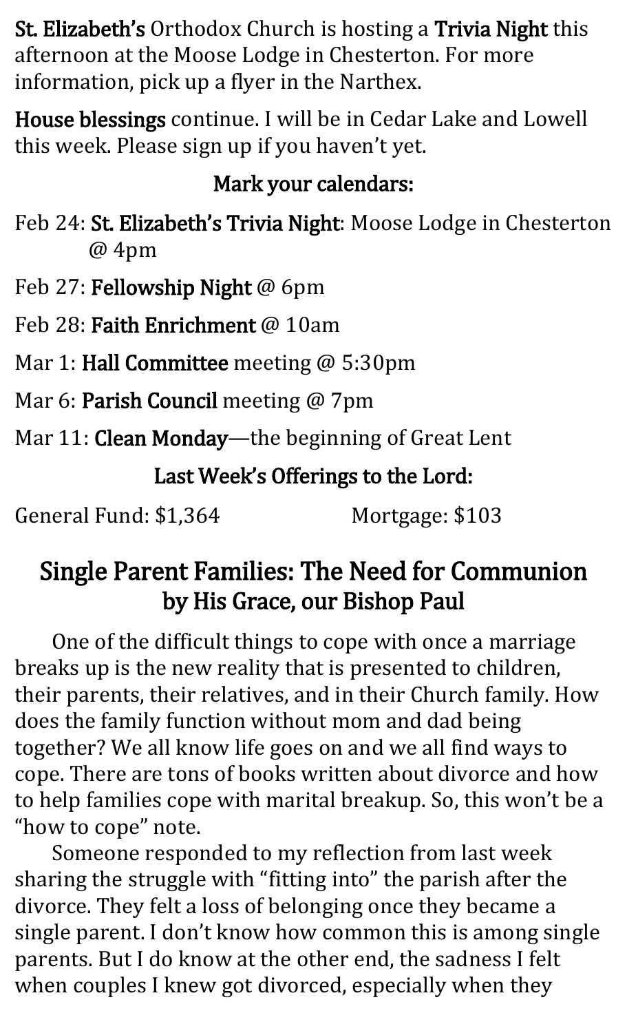**St. Elizabeth's** Orthodox Church is hosting a **Trivia Night** this afternoon at the Moose Lodge in Chesterton. For more information, pick up a flyer in the Narthex.

**House blessings** continue. I will be in Cedar Lake and Lowell this week. Please sign up if you haven't yet.

**Mark your calendars:**

Feb 24: **St. Elizabeth's Trivia Night**: Moose Lodge in Chesterton @ 4pm

Feb 27: **Fellowship Night** @ 6pm

Feb 28: **Faith Enrichment** @ 10am

Mar 1: **Hall Committee** meeting @ 5:30pm

Mar 6: **Parish Council** meeting @ 7pm

Mar 11: **Clean Monday**—the beginning of Great Lent

**Last Week's Offerings to the Lord:**

General Fund: $1,364 Mortgage: $103

## Single Parent Families: The Need for Communion by His Grace, our Bishop Paul

One of the difficult things to cope with once a marriage breaks up is the new reality that is presented to children, their parents, their relatives, and in their Church family. How does the family function without mom and dad being together? We all know life goes on and we all find ways to cope. There are tons of books written about divorce and how to help families cope with marital breakup. So, this won't be a "how to cope" note.

Someone responded to my reflection from last week sharing the struggle with "fitting into" the parish after the divorce. They felt a loss of belonging once they became a single parent. I don't know how common this is among single parents. But I do know at the other end, the sadness I felt when couples I knew got divorced, especially when they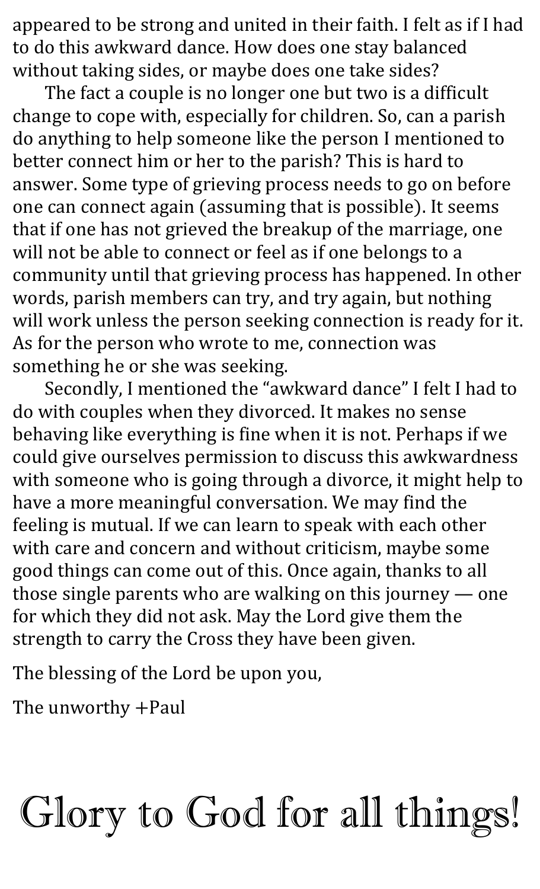appeared to be strong and united in their faith. I felt as if I had to do this awkward dance. How does one stay balanced without taking sides, or maybe does one take sides?

The fact a couple is no longer one but two is a difficult change to cope with, especially for children. So, can a parish do anything to help someone like the person I mentioned to better connect him or her to the parish? This is hard to answer. Some type of grieving process needs to go on before one can connect again (assuming that is possible). It seems that if one has not grieved the breakup of the marriage, one will not be able to connect or feel as if one belongs to a community until that grieving process has happened. In other words, parish members can try, and try again, but nothing will work unless the person seeking connection is ready for it. As for the person who wrote to me, connection was something he or she was seeking.

Secondly, I mentioned the "awkward dance" I felt I had to do with couples when they divorced. It makes no sense behaving like everything is fine when it is not. Perhaps if we could give ourselves permission to discuss this awkwardness with someone who is going through a divorce, it might help to have a more meaningful conversation. We may find the feeling is mutual. If we can learn to speak with each other with care and concern and without criticism, maybe some good things can come out of this. Once again, thanks to all those single parents who are walking on this journey — one for which they did not ask. May the Lord give them the strength to carry the Cross they have been given.

The blessing of the Lord be upon you,

The unworthy +Paul

# Glory to God for all things!